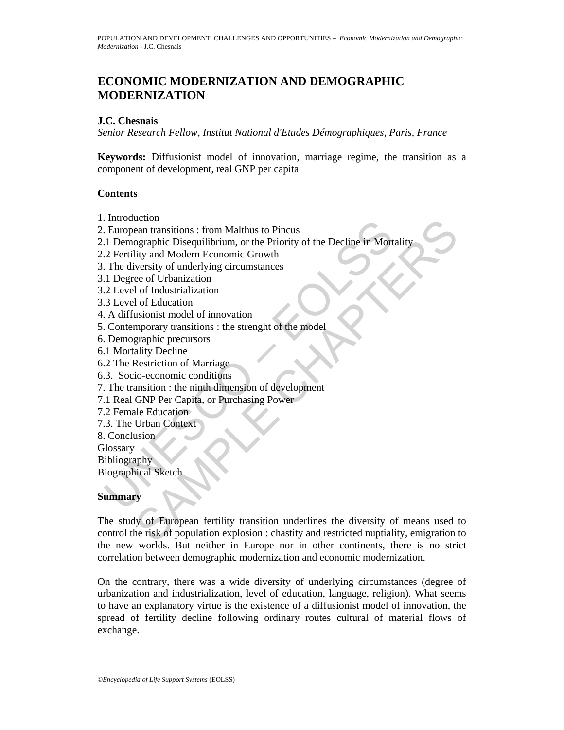# ECONOMIC MODERNIZATION AND DEMOGRAPHIC MODERNIZATION

**J.C. Chesnais**

*Senior Research Fellow, Institut National d'Etudes Démographiques, Paris, France*

**Keywords:** Diffusionist model of innovation, marriage regime, the transition as a component of development, real GNP per capita

**Contents**

1. Introduction
2. European transitions : from Malthus to Pincus
2.1 Demographic Disequilibrium, or the Priority of the Decline in Mortality
2.2 Fertility and Modern Economic Growth
3. The diversity of underlying circumstances
3.1 Degree of Urbanization
3.2 Level of Industrialization
3.3 Level of Education
4. A diffusionist model of innovation
5. Contemporary transitions : the strenght of the model
6. Demographic precursors
6.1 Mortality Decline
6.2 The Restriction of Marriage
6.3. Socio-economic conditions
7. The transition : the ninth dimension of development
7.1 Real GNP Per Capita, or Purchasing Power
7.2 Female Education
7.3. The Urban Context
8. Conclusion
Glossary
Bibliography
Biographical Sketch

**Summary**

The study of European fertility transition underlines the diversity of means used to control the risk of population explosion : chastity and restricted nuptiality, emigration to the new worlds. But neither in Europe nor in other continents, there is no strict correlation between demographic modernization and economic modernization.

On the contrary, there was a wide diversity of underlying circumstances (degree of urbanization and industrialization, level of education, language, religion). What seems to have an explanatory virtue is the existence of a diffusionist model of innovation, the spread of fertility decline following ordinary routes cultural of material flows of exchange.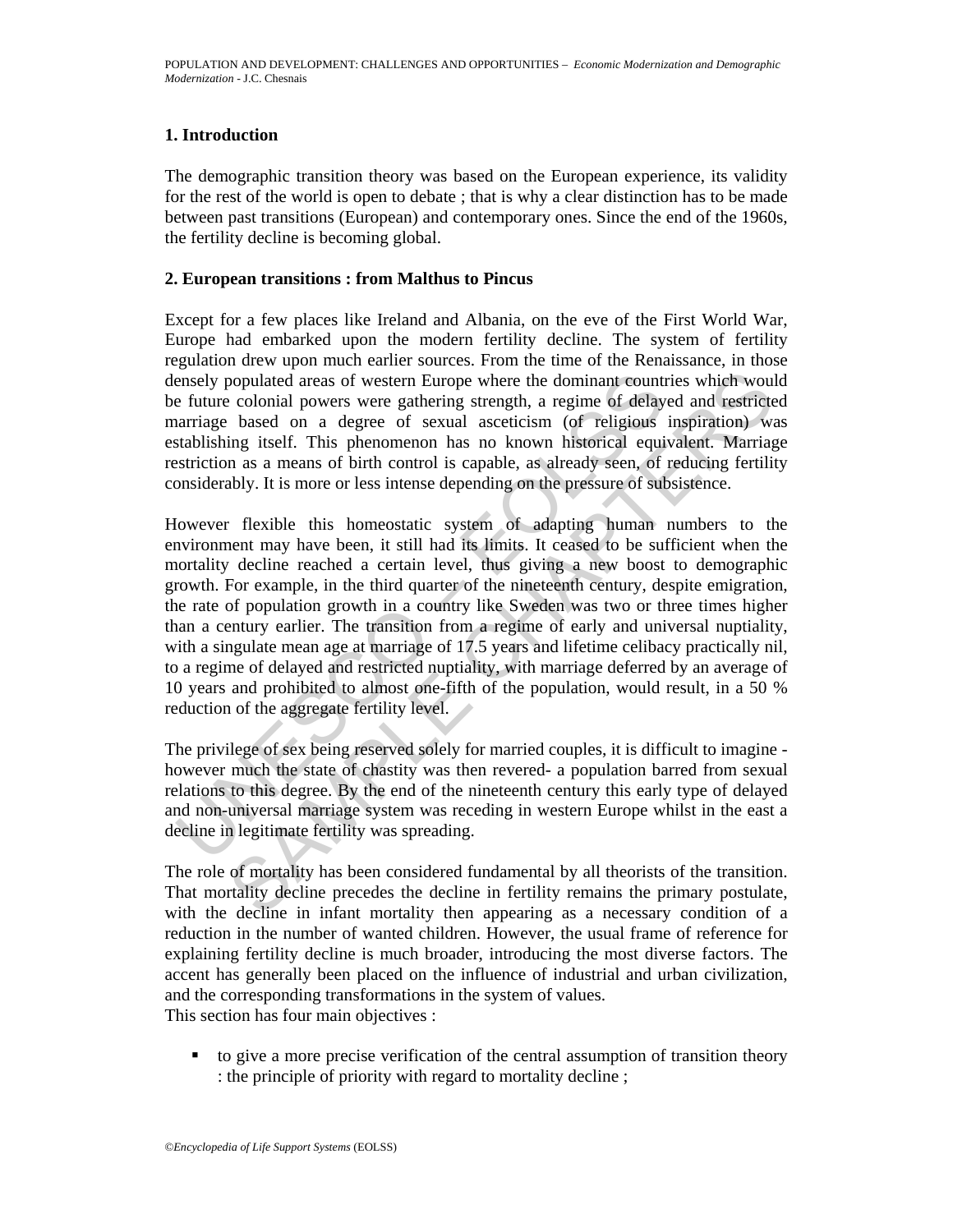## 1. Introduction

The demographic transition theory was based on the European experience, its validity for the rest of the world is open to debate ; that is why a clear distinction has to be made between past transitions (European) and contemporary ones. Since the end of the 1960s, the fertility decline is becoming global.

## 2. European transitions : from Malthus to Pincus

Except for a few places like Ireland and Albania, on the eve of the First World War, Europe had embarked upon the modern fertility decline. The system of fertility regulation drew upon much earlier sources. From the time of the Renaissance, in those densely populated areas of western Europe where the dominant countries which would be future colonial powers were gathering strength, a regime of delayed and restricted marriage based on a degree of sexual asceticism (of religious inspiration) was establishing itself. This phenomenon has no known historical equivalent. Marriage restriction as a means of birth control is capable, as already seen, of reducing fertility considerably. It is more or less intense depending on the pressure of subsistence.

However flexible this homeostatic system of adapting human numbers to the environment may have been, it still had its limits. It ceased to be sufficient when the mortality decline reached a certain level, thus giving a new boost to demographic growth. For example, in the third quarter of the nineteenth century, despite emigration, the rate of population growth in a country like Sweden was two or three times higher than a century earlier. The transition from a regime of early and universal nuptiality, with a singulate mean age at marriage of 17.5 years and lifetime celibacy practically nil, to a regime of delayed and restricted nuptiality, with marriage deferred by an average of 10 years and prohibited to almost one-fifth of the population, would result, in a 50 % reduction of the aggregate fertility level.

The privilege of sex being reserved solely for married couples, it is difficult to imagine - however much the state of chastity was then revered- a population barred from sexual relations to this degree. By the end of the nineteenth century this early type of delayed and non-universal marriage system was receding in western Europe whilst in the east a decline in legitimate fertility was spreading.

The role of mortality has been considered fundamental by all theorists of the transition. That mortality decline precedes the decline in fertility remains the primary postulate, with the decline in infant mortality then appearing as a necessary condition of a reduction in the number of wanted children. However, the usual frame of reference for explaining fertility decline is much broader, introducing the most diverse factors. The accent has generally been placed on the influence of industrial and urban civilization, and the corresponding transformations in the system of values.

This section has four main objectives :

- to give a more precise verification of the central assumption of transition theory : the principle of priority with regard to mortality decline ;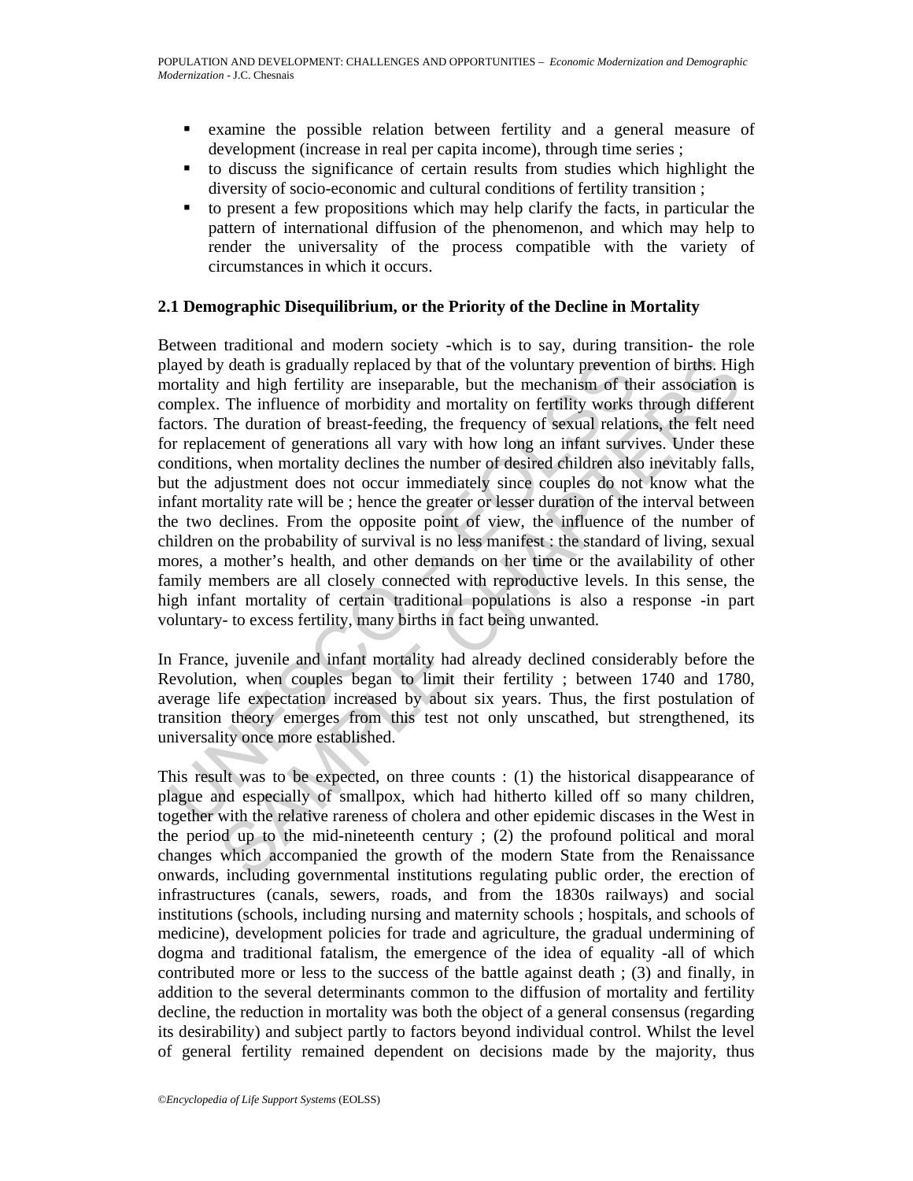- examine the possible relation between fertility and a general measure of development (increase in real per capita income), through time series ;
- to discuss the significance of certain results from studies which highlight the diversity of socio-economic and cultural conditions of fertility transition ;
- to present a few propositions which may help clarify the facts, in particular the pattern of international diffusion of the phenomenon, and which may help to render the universality of the process compatible with the variety of circumstances in which it occurs.

### 2.1 Demographic Disequilibrium, or the Priority of the Decline in Mortality

Between traditional and modern society -which is to say, during transition- the role played by death is gradually replaced by that of the voluntary prevention of births. High mortality and high fertility are inseparable, but the mechanism of their association is complex. The influence of morbidity and mortality on fertility works through different factors. The duration of breast-feeding, the frequency of sexual relations, the felt need for replacement of generations all vary with how long an infant survives. Under these conditions, when mortality declines the number of desired children also inevitably falls, but the adjustment does not occur immediately since couples do not know what the infant mortality rate will be ; hence the greater or lesser duration of the interval between the two declines. From the opposite point of view, the influence of the number of children on the probability of survival is no less manifest : the standard of living, sexual mores, a mother's health, and other demands on her time or the availability of other family members are all closely connected with reproductive levels. In this sense, the high infant mortality of certain traditional populations is also a response -in part voluntary- to excess fertility, many births in fact being unwanted.

In France, juvenile and infant mortality had already declined considerably before the Revolution, when couples began to limit their fertility ; between 1740 and 1780, average life expectation increased by about six years. Thus, the first postulation of transition theory emerges from this test not only unscathed, but strengthened, its universality once more established.

This result was to be expected, on three counts : (1) the historical disappearance of plague and especially of smallpox, which had hitherto killed off so many children, together with the relative rareness of cholera and other epidemic discases in the West in the period up to the mid-nineteenth century ; (2) the profound political and moral changes which accompanied the growth of the modern State from the Renaissance onwards, including governmental institutions regulating public order, the erection of infrastructures (canals, sewers, roads, and from the 1830s railways) and social institutions (schools, including nursing and maternity schools ; hospitals, and schools of medicine), development policies for trade and agriculture, the gradual undermining of dogma and traditional fatalism, the emergence of the idea of equality -all of which contributed more or less to the success of the battle against death ; (3) and finally, in addition to the several determinants common to the diffusion of mortality and fertility decline, the reduction in mortality was both the object of a general consensus (regarding its desirability) and subject partly to factors beyond individual control. Whilst the level of general fertility remained dependent on decisions made by the majority, thus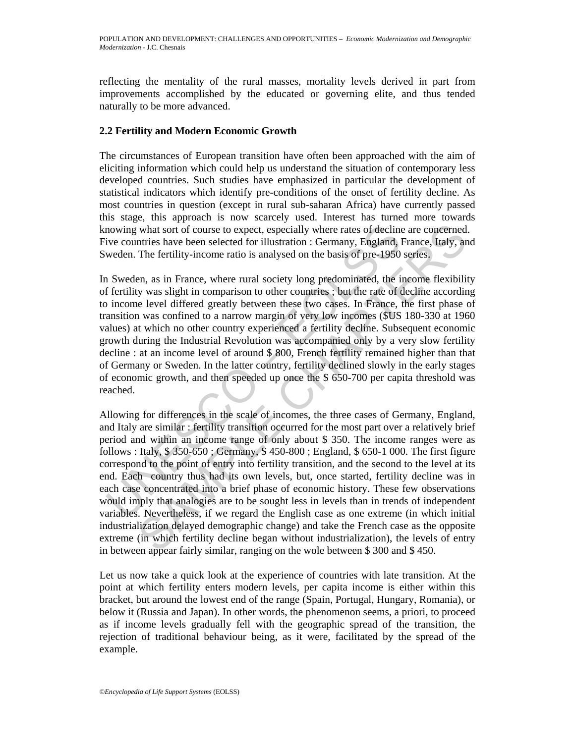reflecting the mentality of the rural masses, mortality levels derived in part from improvements accomplished by the educated or governing elite, and thus tended naturally to be more advanced.

### 2.2 Fertility and Modern Economic Growth

The circumstances of European transition have often been approached with the aim of eliciting information which could help us understand the situation of contemporary less developed countries. Such studies have emphasized in particular the development of statistical indicators which identify pre-conditions of the onset of fertility decline. As most countries in question (except in rural sub-saharan Africa) have currently passed this stage, this approach is now scarcely used. Interest has turned more towards knowing what sort of course to expect, especially where rates of decline are concerned. Five countries have been selected for illustration : Germany, England, France, Italy, and Sweden. The fertility-income ratio is analysed on the basis of pre-1950 series.

In Sweden, as in France, where rural society long predominated, the income flexibility of fertility was slight in comparison to other countries ; but the rate of decline according to income level differed greatly between these two cases. In France, the first phase of transition was confined to a narrow margin of very low incomes ($US 180-330 at 1960 values) at which no other country experienced a fertility decline. Subsequent economic growth during the Industrial Revolution was accompanied only by a very slow fertility decline : at an income level of around $ 800, French fertility remained higher than that of Germany or Sweden. In the latter country, fertility declined slowly in the early stages of economic growth, and then speeded up once the $ 650-700 per capita threshold was reached.

Allowing for differences in the scale of incomes, the three cases of Germany, England, and Italy are similar : fertility transition occurred for the most part over a relatively brief period and within an income range of only about $ 350. The income ranges were as follows : Italy, $ 350-650 ; Germany, $ 450-800 ; England, $ 650-1 000. The first figure correspond to the point of entry into fertility transition, and the second to the level at its end. Each country thus had its own levels, but, once started, fertility decline was in each case concentrated into a brief phase of economic history. These few observations would imply that analogies are to be sought less in levels than in trends of independent variables. Nevertheless, if we regard the English case as one extreme (in which initial industrialization delayed demographic change) and take the French case as the opposite extreme (in which fertility decline began without industrialization), the levels of entry in between appear fairly similar, ranging on the wole between $ 300 and $ 450.

Let us now take a quick look at the experience of countries with late transition. At the point at which fertility enters modern levels, per capita income is either within this bracket, but around the lowest end of the range (Spain, Portugal, Hungary, Romania), or below it (Russia and Japan). In other words, the phenomenon seems, a priori, to proceed as if income levels gradually fell with the geographic spread of the transition, the rejection of traditional behaviour being, as it were, facilitated by the spread of the example.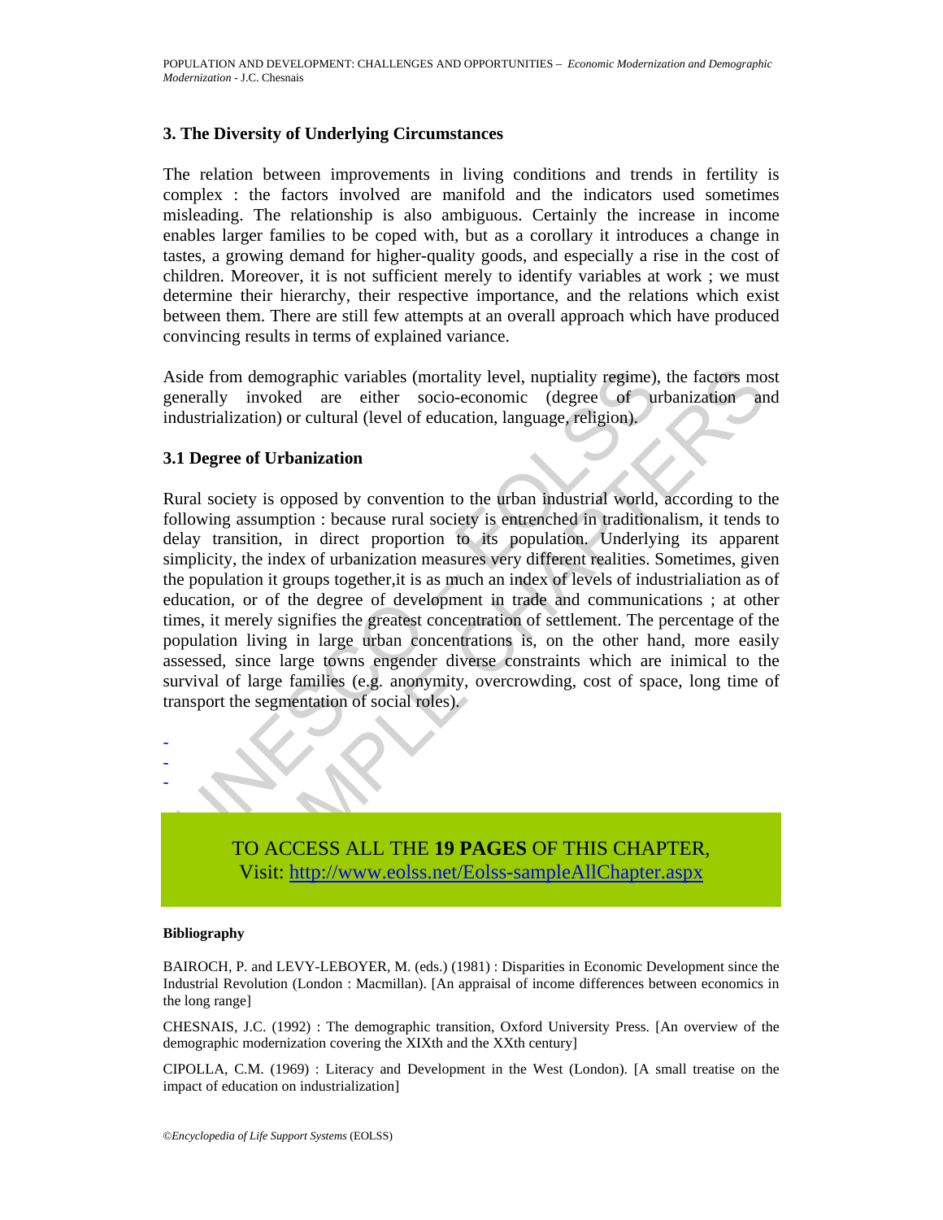## 3. The Diversity of Underlying Circumstances

The relation between improvements in living conditions and trends in fertility is complex : the factors involved are manifold and the indicators used sometimes misleading. The relationship is also ambiguous. Certainly the increase in income enables larger families to be coped with, but as a corollary it introduces a change in tastes, a growing demand for higher-quality goods, and especially a rise in the cost of children. Moreover, it is not sufficient merely to identify variables at work ; we must determine their hierarchy, their respective importance, and the relations which exist between them. There are still few attempts at an overall approach which have produced convincing results in terms of explained variance.

Aside from demographic variables (mortality level, nuptiality regime), the factors most generally invoked are either socio-economic (degree of urbanization and industrialization) or cultural (level of education, language, religion).

### 3.1 Degree of Urbanization

Rural society is opposed by convention to the urban industrial world, according to the following assumption : because rural society is entrenched in traditionalism, it tends to delay transition, in direct proportion to its population. Underlying its apparent simplicity, the index of urbanization measures very different realities. Sometimes, given the population it groups together,it is as much an index of levels of industrialiation as of education, or of the degree of development in trade and communications ; at other times, it merely signifies the greatest concentration of settlement. The percentage of the population living in large urban concentrations is, on the other hand, more easily assessed, since large towns engender diverse constraints which are inimical to the survival of large families (e.g. anonymity, overcrowding, cost of space, long time of transport the segmentation of social roles).

-
-
-

TO ACCESS ALL THE **19 PAGES** OF THIS CHAPTER,
Visit: http://www.eolss.net/Eolss-sampleAllChapter.aspx

#### Bibliography

BAIROCH, P. and LEVY-LEBOYER, M. (eds.) (1981) : Disparities in Economic Development since the Industrial Revolution (London : Macmillan). [An appraisal of income differences between economics in the long range]

CHESNAIS, J.C. (1992) : The demographic transition, Oxford University Press. [An overview of the demographic modernization covering the XIXth and the XXth century]

CIPOLLA, C.M. (1969) : Literacy and Development in the West (London). [A small treatise on the impact of education on industrialization]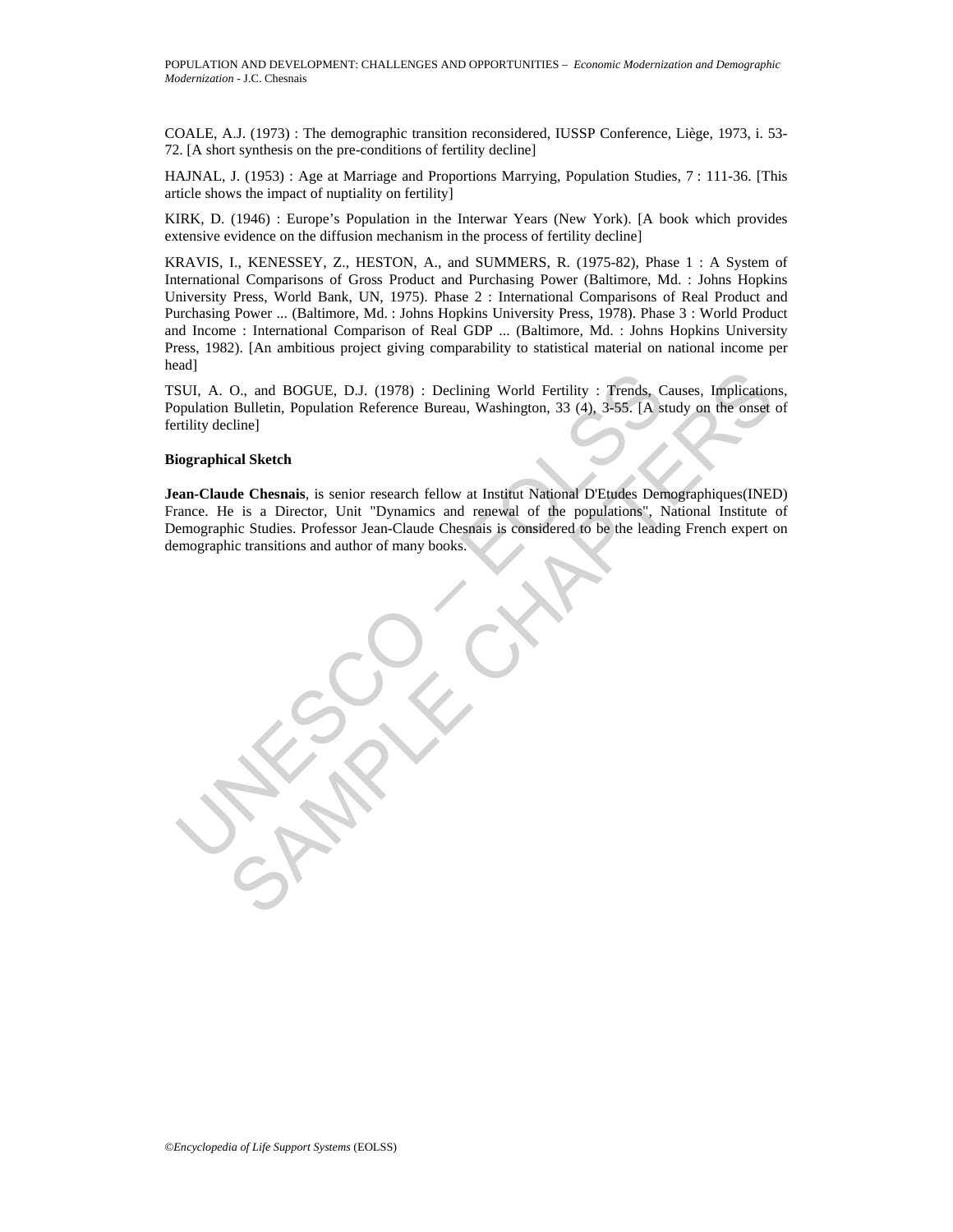COALE, A.J. (1973) : The demographic transition reconsidered, IUSSP Conference, Liège, 1973, i. 53-72. [A short synthesis on the pre-conditions of fertility decline]

HAJNAL, J. (1953) : Age at Marriage and Proportions Marrying, Population Studies, 7 : 111-36. [This article shows the impact of nuptiality on fertility]

KIRK, D. (1946) : Europe's Population in the Interwar Years (New York). [A book which provides extensive evidence on the diffusion mechanism in the process of fertility decline]

KRAVIS, I., KENESSEY, Z., HESTON, A., and SUMMERS, R. (1975-82), Phase 1 : A System of International Comparisons of Gross Product and Purchasing Power (Baltimore, Md. : Johns Hopkins University Press, World Bank, UN, 1975). Phase 2 : International Comparisons of Real Product and Purchasing Power ... (Baltimore, Md. : Johns Hopkins University Press, 1978). Phase 3 : World Product and Income : International Comparison of Real GDP ... (Baltimore, Md. : Johns Hopkins University Press, 1982). [An ambitious project giving comparability to statistical material on national income per head]

TSUI, A. O., and BOGUE, D.J. (1978) : Declining World Fertility : Trends, Causes, Implications, Population Bulletin, Population Reference Bureau, Washington, 33 (4), 3-55. [A study on the onset of fertility decline]

**Biographical Sketch**

**Jean-Claude Chesnais**, is senior research fellow at Institut National D'Etudes Demographiques(INED) France. He is a Director, Unit "Dynamics and renewal of the populations", National Institute of Demographic Studies. Professor Jean-Claude Chesnais is considered to be the leading French expert on demographic transitions and author of many books.